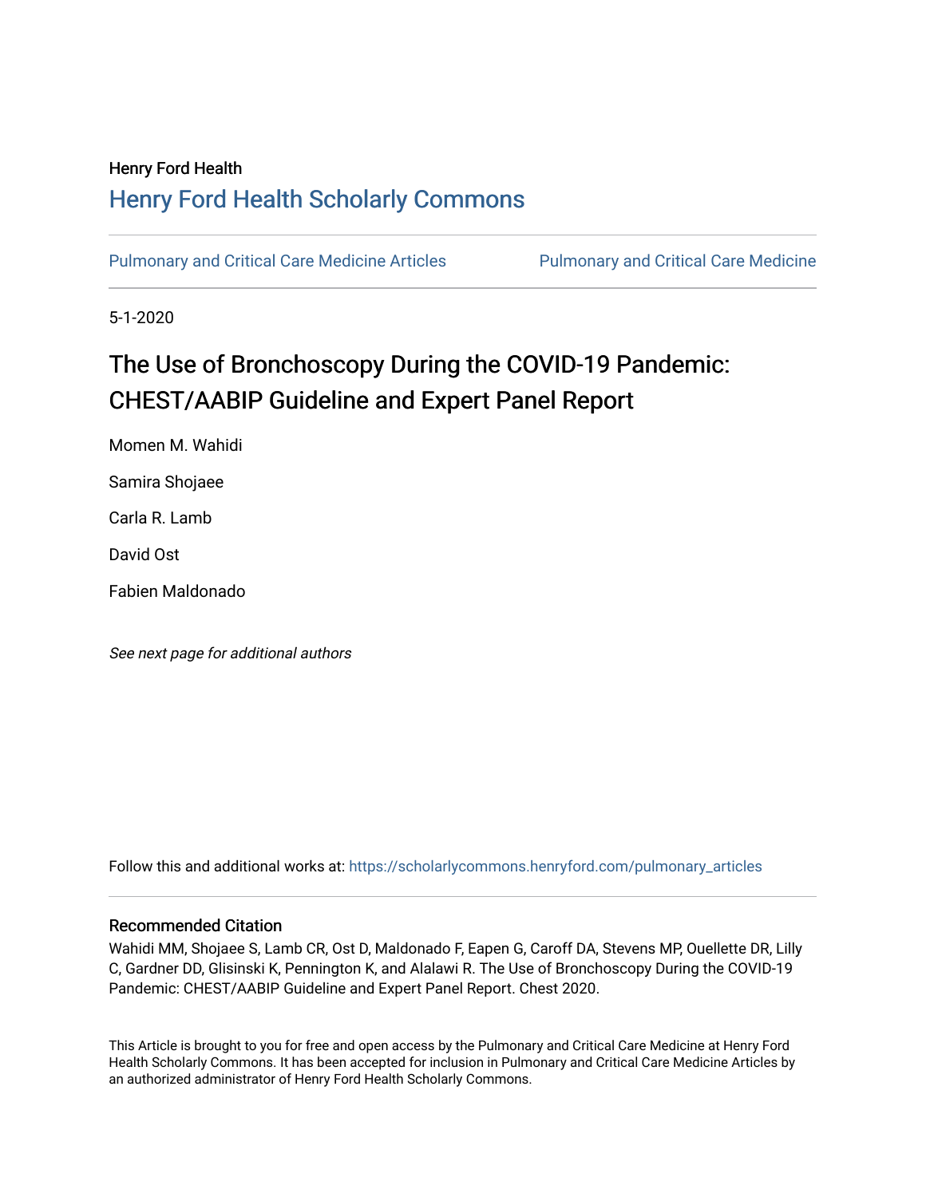Henry Ford Health

# Henry Ford Health Scholarly Commons

Pulmonary and Critical Care Medicine Articles | Pulmonary and Critical Care Medicine

5-1-2020

# The Use of Bronchoscopy During the COVID-19 Pandemic: CHEST/AABIP Guideline and Expert Panel Report

Momen M. Wahidi

Samira Shojaee

Carla R. Lamb

David Ost

Fabien Maldonado

*See next page for additional authors*

Follow this and additional works at: https://scholarlycommons.henryford.com/pulmonary_articles

## Recommended Citation

Wahidi MM, Shojaee S, Lamb CR, Ost D, Maldonado F, Eapen G, Caroff DA, Stevens MP, Ouellette DR, Lilly C, Gardner DD, Glisinski K, Pennington K, and Alalawi R. The Use of Bronchoscopy During the COVID-19 Pandemic: CHEST/AABIP Guideline and Expert Panel Report. Chest 2020.

This Article is brought to you for free and open access by the Pulmonary and Critical Care Medicine at Henry Ford Health Scholarly Commons. It has been accepted for inclusion in Pulmonary and Critical Care Medicine Articles by an authorized administrator of Henry Ford Health Scholarly Commons.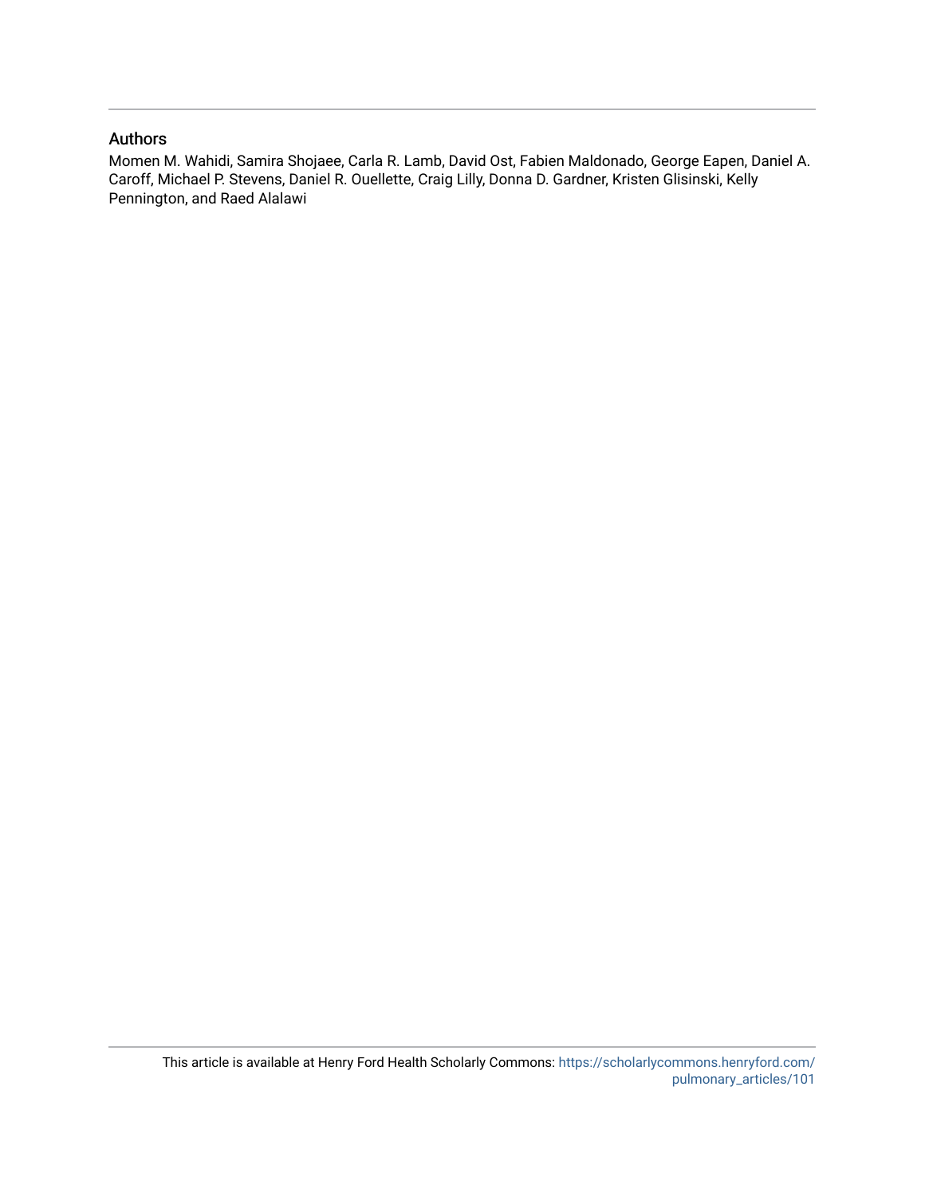## Authors

Momen M. Wahidi, Samira Shojaee, Carla R. Lamb, David Ost, Fabien Maldonado, George Eapen, Daniel A. Caroff, Michael P. Stevens, Daniel R. Ouellette, Craig Lilly, Donna D. Gardner, Kristen Glisinski, Kelly Pennington, and Raed Alalawi

This article is available at Henry Ford Health Scholarly Commons: https://scholarlycommons.henryford.com/pulmonary_articles/101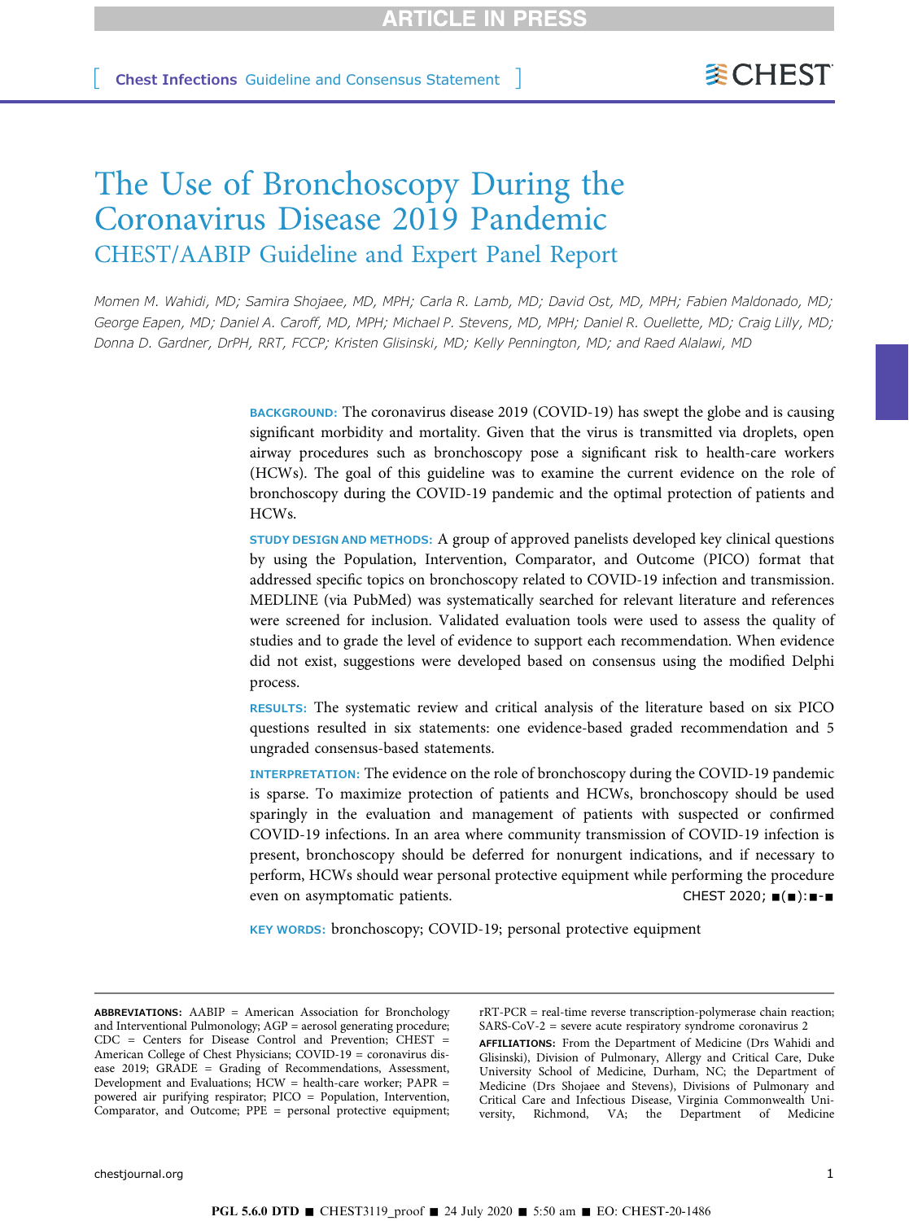Chest Infections Guideline and Consensus Statement

# The Use of Bronchoscopy During the Coronavirus Disease 2019 Pandemic

## CHEST/AABIP Guideline and Expert Panel Report

Momen M. Wahidi, MD; Samira Shojaee, MD, MPH; Carla R. Lamb, MD; David Ost, MD, MPH; Fabien Maldonado, MD; George Eapen, MD; Daniel A. Caroff, MD, MPH; Michael P. Stevens, MD, MPH; Daniel R. Ouellette, MD; Craig Lilly, MD; Donna D. Gardner, DrPH, RRT, FCCP; Kristen Glisinski, MD; Kelly Pennington, MD; and Raed Alalawi, MD

**BACKGROUND:** The coronavirus disease 2019 (COVID-19) has swept the globe and is causing significant morbidity and mortality. Given that the virus is transmitted via droplets, open airway procedures such as bronchoscopy pose a significant risk to health-care workers (HCWs). The goal of this guideline was to examine the current evidence on the role of bronchoscopy during the COVID-19 pandemic and the optimal protection of patients and HCWs.

**STUDY DESIGN AND METHODS:** A group of approved panelists developed key clinical questions by using the Population, Intervention, Comparator, and Outcome (PICO) format that addressed specific topics on bronchoscopy related to COVID-19 infection and transmission. MEDLINE (via PubMed) was systematically searched for relevant literature and references were screened for inclusion. Validated evaluation tools were used to assess the quality of studies and to grade the level of evidence to support each recommendation. When evidence did not exist, suggestions were developed based on consensus using the modified Delphi process.

**RESULTS:** The systematic review and critical analysis of the literature based on six PICO questions resulted in six statements: one evidence-based graded recommendation and 5 ungraded consensus-based statements.

**INTERPRETATION:** The evidence on the role of bronchoscopy during the COVID-19 pandemic is sparse. To maximize protection of patients and HCWs, bronchoscopy should be used sparingly in the evaluation and management of patients with suspected or confirmed COVID-19 infections. In an area where community transmission of COVID-19 infection is present, bronchoscopy should be deferred for nonurgent indications, and if necessary to perform, HCWs should wear personal protective equipment while performing the procedure even on asymptomatic patients.

**KEY WORDS:** bronchoscopy; COVID-19; personal protective equipment

**ABBREVIATIONS:** AABIP = American Association for Bronchology and Interventional Pulmonology; AGP = aerosol generating procedure; CDC = Centers for Disease Control and Prevention; CHEST = American College of Chest Physicians; COVID-19 = coronavirus disease 2019; GRADE = Grading of Recommendations, Assessment, Development and Evaluations; HCW = health-care worker; PAPR = powered air purifying respirator; PICO = Population, Intervention, Comparator, and Outcome; PPE = personal protective equipment; rRT-PCR = real-time reverse transcription-polymerase chain reaction; SARS-CoV-2 = severe acute respiratory syndrome coronavirus 2

**AFFILIATIONS:** From the Department of Medicine (Drs Wahidi and Glisinski), Division of Pulmonary, Allergy and Critical Care, Duke University School of Medicine, Durham, NC; the Department of Medicine (Drs Shojaee and Stevens), Divisions of Pulmonary and Critical Care and Infectious Disease, Virginia Commonwealth University, Richmond, VA; the Department of Medicine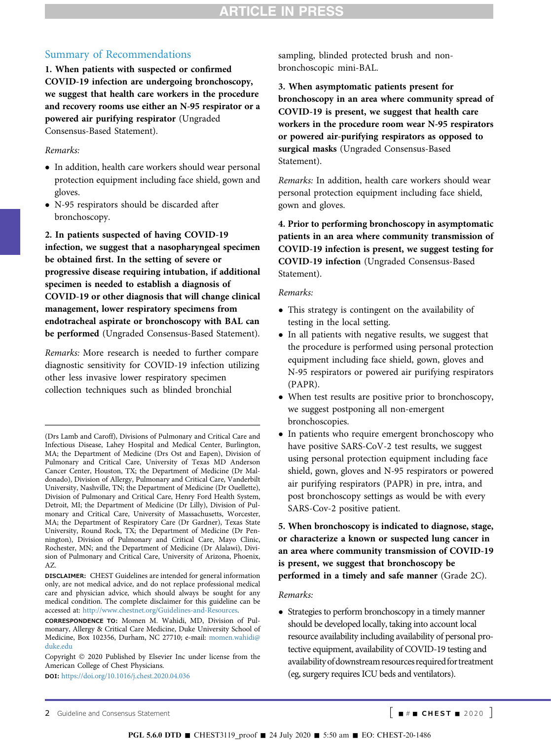## Summary of Recommendations

**1. When patients with suspected or confirmed COVID-19 infection are undergoing bronchoscopy, we suggest that health care workers in the procedure and recovery rooms use either an N-95 respirator or a powered air purifying respirator** (Ungraded Consensus-Based Statement).

*Remarks:*

- In addition, health care workers should wear personal protection equipment including face shield, gown and gloves.
- N-95 respirators should be discarded after bronchoscopy.

**2. In patients suspected of having COVID-19 infection, we suggest that a nasopharyngeal specimen be obtained first. In the setting of severe or progressive disease requiring intubation, if additional specimen is needed to establish a diagnosis of COVID-19 or other diagnosis that will change clinical management, lower respiratory specimens from endotracheal aspirate or bronchoscopy with BAL can be performed** (Ungraded Consensus-Based Statement).

*Remarks:* More research is needed to further compare diagnostic sensitivity for COVID-19 infection utilizing other less invasive lower respiratory specimen collection techniques such as blinded bronchial sampling, blinded protected brush and non-bronchoscopic mini-BAL.

**3. When asymptomatic patients present for bronchoscopy in an area where community spread of COVID-19 is present, we suggest that health care workers in the procedure room wear N-95 respirators or powered air-purifying respirators as opposed to surgical masks** (Ungraded Consensus-Based Statement).

*Remarks:* In addition, health care workers should wear personal protection equipment including face shield, gown and gloves.

**4. Prior to performing bronchoscopy in asymptomatic patients in an area where community transmission of COVID-19 infection is present, we suggest testing for COVID-19 infection** (Ungraded Consensus-Based Statement).

*Remarks:*

- This strategy is contingent on the availability of testing in the local setting.
- In all patients with negative results, we suggest that the procedure is performed using personal protection equipment including face shield, gown, gloves and N-95 respirators or powered air purifying respirators (PAPR).
- When test results are positive prior to bronchoscopy, we suggest postponing all non-emergent bronchoscopies.
- In patients who require emergent bronchoscopy who have positive SARS-CoV-2 test results, we suggest using personal protection equipment including face shield, gown, gloves and N-95 respirators or powered air purifying respirators (PAPR) in pre, intra, and post bronchoscopy settings as would be with every SARS-Cov-2 positive patient.

**5. When bronchoscopy is indicated to diagnose, stage, or characterize a known or suspected lung cancer in an area where community transmission of COVID-19 is present, we suggest that bronchoscopy be performed in a timely and safe manner** (Grade 2C).

*Remarks:*

- Strategies to perform bronchoscopy in a timely manner should be developed locally, taking into account local resource availability including availability of personal protective equipment, availability of COVID-19 testing and availability of downstream resources required for treatment (eg, surgery requires ICU beds and ventilators).

---

(Drs Lamb and Caroff), Divisions of Pulmonary and Critical Care and Infectious Disease, Lahey Hospital and Medical Center, Burlington, MA; the Department of Medicine (Drs Ost and Eapen), Division of Pulmonary and Critical Care, University of Texas MD Anderson Cancer Center, Houston, TX; the Department of Medicine (Dr Maldonado), Division of Allergy, Pulmonary and Critical Care, Vanderbilt University, Nashville, TN; the Department of Medicine (Dr Ouellette), Division of Pulmonary and Critical Care, Henry Ford Health System, Detroit, MI; the Department of Medicine (Dr Lilly), Division of Pulmonary and Critical Care, University of Massachusetts, Worcester, MA; the Department of Respiratory Care (Dr Gardner), Texas State University, Round Rock, TX; the Department of Medicine (Dr Pennington), Division of Pulmonary and Critical Care, Mayo Clinic, Rochester, MN; and the Department of Medicine (Dr Alalawi), Division of Pulmonary and Critical Care, University of Arizona, Phoenix, AZ.

DISCLAIMER: CHEST Guidelines are intended for general information only, are not medical advice, and do not replace professional medical care and physician advice, which should always be sought for any medical condition. The complete disclaimer for this guideline can be accessed at: http://www.chestnet.org/Guidelines-and-Resources.

CORRESPONDENCE TO: Momen M. Wahidi, MD, Division of Pulmonary, Allergy & Critical Care Medicine, Duke University School of Medicine, Box 102356, Durham, NC 27710; e-mail: momen.wahidi@duke.edu

Copyright © 2020 Published by Elsevier Inc under license from the American College of Chest Physicians.

DOI: https://doi.org/10.1016/j.chest.2020.04.036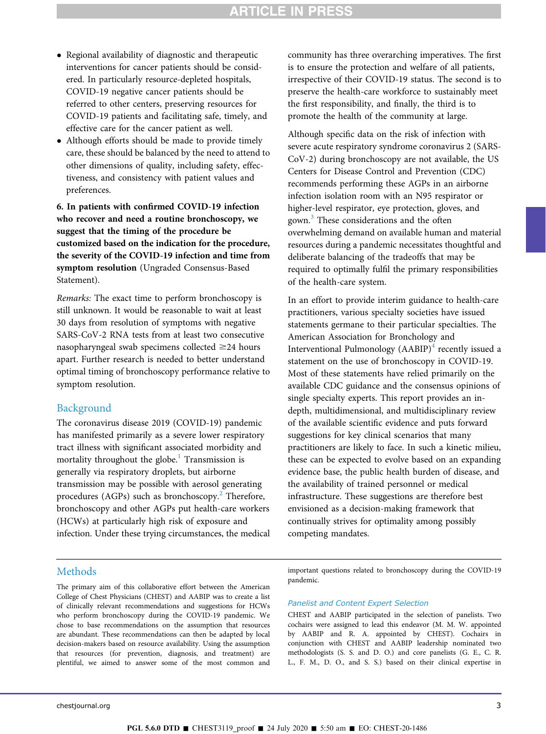- Regional availability of diagnostic and therapeutic interventions for cancer patients should be considered. In particularly resource-depleted hospitals, COVID-19 negative cancer patients should be referred to other centers, preserving resources for COVID-19 patients and facilitating safe, timely, and effective care for the cancer patient as well.
- Although efforts should be made to provide timely care, these should be balanced by the need to attend to other dimensions of quality, including safety, effectiveness, and consistency with patient values and preferences.

**6. In patients with confirmed COVID-19 infection who recover and need a routine bronchoscopy, we suggest that the timing of the procedure be customized based on the indication for the procedure, the severity of the COVID-19 infection and time from symptom resolution** (Ungraded Consensus-Based Statement).

*Remarks:* The exact time to perform bronchoscopy is still unknown. It would be reasonable to wait at least 30 days from resolution of symptoms with negative SARS-CoV-2 RNA tests from at least two consecutive nasopharyngeal swab specimens collected ≥24 hours apart. Further research is needed to better understand optimal timing of bronchoscopy performance relative to symptom resolution.

## Background

The coronavirus disease 2019 (COVID-19) pandemic has manifested primarily as a severe lower respiratory tract illness with significant associated morbidity and mortality throughout the globe.[1] Transmission is generally via respiratory droplets, but airborne transmission may be possible with aerosol generating procedures (AGPs) such as bronchoscopy.[2] Therefore, bronchoscopy and other AGPs put health-care workers (HCWs) at particularly high risk of exposure and infection. Under these trying circumstances, the medical community has three overarching imperatives. The first is to ensure the protection and welfare of all patients, irrespective of their COVID-19 status. The second is to preserve the health-care workforce to sustainably meet the first responsibility, and finally, the third is to promote the health of the community at large.

Although specific data on the risk of infection with severe acute respiratory syndrome coronavirus 2 (SARS-CoV-2) during bronchoscopy are not available, the US Centers for Disease Control and Prevention (CDC) recommends performing these AGPs in an airborne infection isolation room with an N95 respirator or higher-level respirator, eye protection, gloves, and gown.[3] These considerations and the often overwhelming demand on available human and material resources during a pandemic necessitates thoughtful and deliberate balancing of the tradeoffs that may be required to optimally fulfil the primary responsibilities of the health-care system.

In an effort to provide interim guidance to health-care practitioners, various specialty societies have issued statements germane to their particular specialties. The American Association for Bronchology and Interventional Pulmonology (AABIP)[4] recently issued a statement on the use of bronchoscopy in COVID-19. Most of these statements have relied primarily on the available CDC guidance and the consensus opinions of single specialty experts. This report provides an in-depth, multidimensional, and multidisciplinary review of the available scientific evidence and puts forward suggestions for key clinical scenarios that many practitioners are likely to face. In such a kinetic milieu, these can be expected to evolve based on an expanding evidence base, the public health burden of disease, and the availability of trained personnel or medical infrastructure. These suggestions are therefore best envisioned as a decision-making framework that continually strives for optimality among possibly competing mandates.

## Methods

The primary aim of this collaborative effort between the American College of Chest Physicians (CHEST) and AABIP was to create a list of clinically relevant recommendations and suggestions for HCWs who perform bronchoscopy during the COVID-19 pandemic. We chose to base recommendations on the assumption that resources are abundant. These recommendations can then be adapted by local decision-makers based on resource availability. Using the assumption that resources (for prevention, diagnosis, and treatment) are plentiful, we aimed to answer some of the most common and important questions related to bronchoscopy during the COVID-19 pandemic.

### Panelist and Content Expert Selection

CHEST and AABIP participated in the selection of panelists. Two cochairs were assigned to lead this endeavor (M. M. W. appointed by AABIP and R. A. appointed by CHEST). Cochairs in conjunction with CHEST and AABIP leadership nominated two methodologists (S. S. and D. O.) and core panelists (G. E., C. R. L., F. M., D. O., and S. S.) based on their clinical expertise in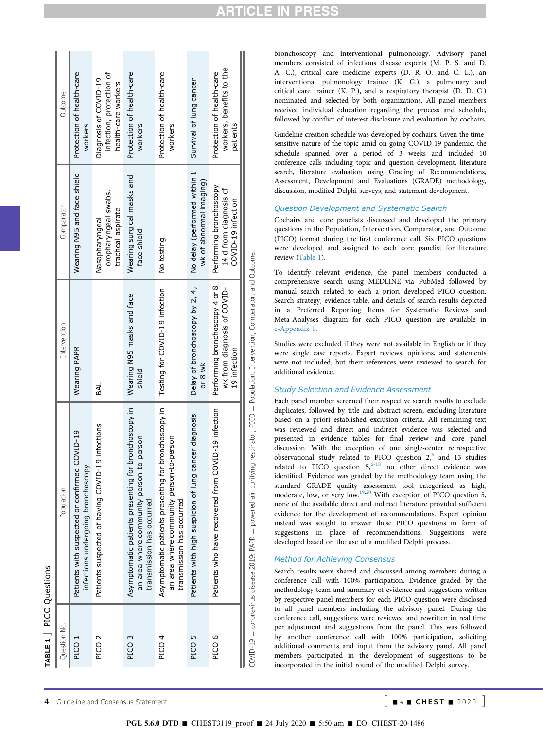**TABLE 1 ] PICO Questions**

| Question No. | Population | Intervention | Comparator | Outcome |
|---|---|---|---|---|
| PICO 1 | Patients with suspected or confirmed COVID-19 infections undergoing bronchoscopy | Wearing PAPR | Wearing N95 and face shield | Protection of health-care workers |
| PICO 2 | Patients suspected of having COVID-19 infections | BAL | Nasopharyngeal oropharyngeal swabs, tracheal aspirate | Diagnosis of COVID-19 infection, protection of health-care workers |
| PICO 3 | Asymptomatic patients presenting for bronchoscopy in an area where community person-to-person transmission has occurred | Wearing N95 masks and face shield | Wearing surgical masks and face shield | Protection of health-care workers |
| PICO 4 | Asymptomatic patients presenting for bronchoscopy in an area where community person-to-person transmission has occurred | Testing for COVID-19 infection | No testing | Protection of health-care workers |
| PICO 5 | Patients with high suspicion of lung cancer diagnosis | Delay of bronchoscopy by 2, 4, or 8 wk | No delay (performed within 1 wk of abnormal imaging) | Survival of lung cancer |
| PICO 6 | Patients who have recovered from COVID-19 infection | Performing bronchoscopy 4 or 8 wk from diagnosis of COVID-19 infection | Performing bronchoscopy 14 d from diagnosis of COVID-19 infection | Protection of health-care workers, benefits to the patients |

COVID-19 = coronavirus disease 2019; PAPR = powered air purifying respirator; PICO = Population, Intervention, Comparator, and Outcome.

bronchoscopy and interventional pulmonology. Advisory panel members consisted of infectious disease experts (M. P. S. and D. A. C.), critical care medicine experts (D. R. O. and C. L.), an interventional pulmonology trainee (K. G.), a pulmonary and critical care trainee (K. P.), and a respiratory therapist (D. D. G.) nominated and selected by both organizations. All panel members received individual education regarding the process and schedule, followed by conflict of interest disclosure and evaluation by cochairs.

Guideline creation schedule was developed by cochairs. Given the time-sensitive nature of the topic amid on-going COVID-19 pandemic, the schedule spanned over a period of 3 weeks and included 10 conference calls including topic and question development, literature search, literature evaluation using Grading of Recommendations, Assessment, Development and Evaluations (GRADE) methodology, discussion, modified Delphi surveys, and statement development.

### Question Development and Systematic Search

Cochairs and core panelists discussed and developed the primary questions in the Population, Intervention, Comparator, and Outcome (PICO) format during the first conference call. Six PICO questions were developed and assigned to each core panelist for literature review (Table 1).

To identify relevant evidence, the panel members conducted a comprehensive search using MEDLINE via PubMed followed by manual search related to each a priori developed PICO question. Search strategy, evidence table, and details of search results depicted in a Preferred Reporting Items for Systematic Reviews and Meta-Analyses diagram for each PICO question are available in e-Appendix 1.

Studies were excluded if they were not available in English or if they were single case reports. Expert reviews, opinions, and statements were not included, but their references were reviewed to search for additional evidence.

### Study Selection and Evidence Assessment

Each panel member screened their respective search results to exclude duplicates, followed by title and abstract screen, excluding literature based on a priori established exclusion criteria. All remaining text was reviewed and direct and indirect evidence was selected and presented in evidence tables for final review and core panel discussion. With the exception of one single-center retrospective observational study related to PICO question 2,[5] and 13 studies related to PICO question 5,[6-18] no other direct evidence was identified. Evidence was graded by the methodology team using the standard GRADE quality assessment tool categorized as high, moderate, low, or very low.[19,20] With exception of PICO question 5, none of the available direct and indirect literature provided sufficient evidence for the development of recommendations. Expert opinion instead was sought to answer these PICO questions in form of suggestions in place of recommendations. Suggestions were developed based on the use of a modified Delphi process.

### Method for Achieving Consensus

Search results were shared and discussed among members during a conference call with 100% participation. Evidence graded by the methodology team and summary of evidence and suggestions written by respective panel members for each PICO question were disclosed to all panel members including the advisory panel. During the conference call, suggestions were reviewed and rewritten in real time per adjustment and suggestions from the panel. This was followed by another conference call with 100% participation, soliciting additional comments and input from the advisory panel. All panel members participated in the development of suggestions to be incorporated in the initial round of the modified Delphi survey.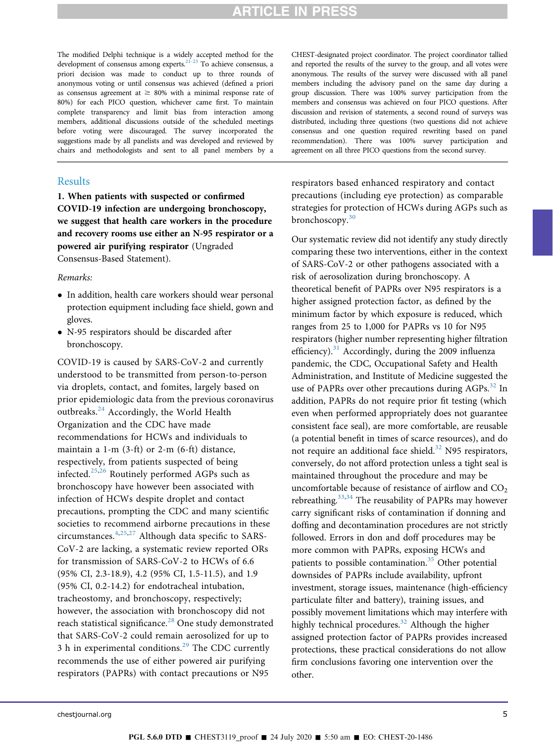The modified Delphi technique is a widely accepted method for the development of consensus among experts.[21-23] To achieve consensus, a priori decision was made to conduct up to three rounds of anonymous voting or until consensus was achieved (defined a priori as consensus agreement at ≥ 80% with a minimal response rate of 80%) for each PICO question, whichever came first. To maintain complete transparency and limit bias from interaction among members, additional discussions outside of the scheduled meetings before voting were discouraged. The survey incorporated the suggestions made by all panelists and was developed and reviewed by chairs and methodologists and sent to all panel members by a CHEST-designated project coordinator. The project coordinator tallied and reported the results of the survey to the group, and all votes were anonymous. The results of the survey were discussed with all panel members including the advisory panel on the same day during a group discussion. There was 100% survey participation from the members and consensus was achieved on four PICO questions. After discussion and revision of statements, a second round of surveys was distributed, including three questions (two questions did not achieve consensus and one question required rewriting based on panel recommendation). There was 100% survey participation and agreement on all three PICO questions from the second survey.

## Results

**1. When patients with suspected or confirmed COVID-19 infection are undergoing bronchoscopy, we suggest that health care workers in the procedure and recovery rooms use either an N-95 respirator or a powered air purifying respirator** (Ungraded Consensus-Based Statement).

*Remarks:*

- In addition, health care workers should wear personal protection equipment including face shield, gown and gloves.
- N-95 respirators should be discarded after bronchoscopy.

COVID-19 is caused by SARS-CoV-2 and currently understood to be transmitted from person-to-person via droplets, contact, and fomites, largely based on prior epidemiologic data from the previous coronavirus outbreaks.[24] Accordingly, the World Health Organization and the CDC have made recommendations for HCWs and individuals to maintain a 1-m (3-ft) or 2-m (6-ft) distance, respectively, from patients suspected of being infected.[25,26] Routinely performed AGPs such as bronchoscopy have however been associated with infection of HCWs despite droplet and contact precautions, prompting the CDC and many scientific societies to recommend airborne precautions in these circumstances.[4,25,27] Although data specific to SARS-CoV-2 are lacking, a systematic review reported ORs for transmission of SARS-CoV-2 to HCWs of 6.6 (95% CI, 2.3-18.9), 4.2 (95% CI, 1.5-11.5), and 1.9 (95% CI, 0.2-14.2) for endotracheal intubation, tracheostomy, and bronchoscopy, respectively; however, the association with bronchoscopy did not reach statistical significance.[28] One study demonstrated that SARS-CoV-2 could remain aerosolized for up to 3 h in experimental conditions.[29] The CDC currently recommends the use of either powered air purifying respirators (PAPRs) with contact precautions or N95 respirators based enhanced respiratory and contact precautions (including eye protection) as comparable strategies for protection of HCWs during AGPs such as bronchoscopy.[30]

Our systematic review did not identify any study directly comparing these two interventions, either in the context of SARS-CoV-2 or other pathogens associated with a risk of aerosolization during bronchoscopy. A theoretical benefit of PAPRs over N95 respirators is a higher assigned protection factor, as defined by the minimum factor by which exposure is reduced, which ranges from 25 to 1,000 for PAPRs vs 10 for N95 respirators (higher number representing higher filtration efficiency).[31] Accordingly, during the 2009 influenza pandemic, the CDC, Occupational Safety and Health Administration, and Institute of Medicine suggested the use of PAPRs over other precautions during AGPs.[32] In addition, PAPRs do not require prior fit testing (which even when performed appropriately does not guarantee consistent face seal), are more comfortable, are reusable (a potential benefit in times of scarce resources), and do not require an additional face shield.[32] N95 respirators, conversely, do not afford protection unless a tight seal is maintained throughout the procedure and may be uncomfortable because of resistance of airflow and $CO_2$ rebreathing.[33,34] The reusability of PAPRs may however carry significant risks of contamination if donning and doffing and decontamination procedures are not strictly followed. Errors in don and doff procedures may be more common with PAPRs, exposing HCWs and patients to possible contamination.[35] Other potential downsides of PAPRs include availability, upfront investment, storage issues, maintenance (high-efficiency particulate filter and battery), training issues, and possibly movement limitations which may interfere with highly technical procedures.[32] Although the higher assigned protection factor of PAPRs provides increased protections, these practical considerations do not allow firm conclusions favoring one intervention over the other.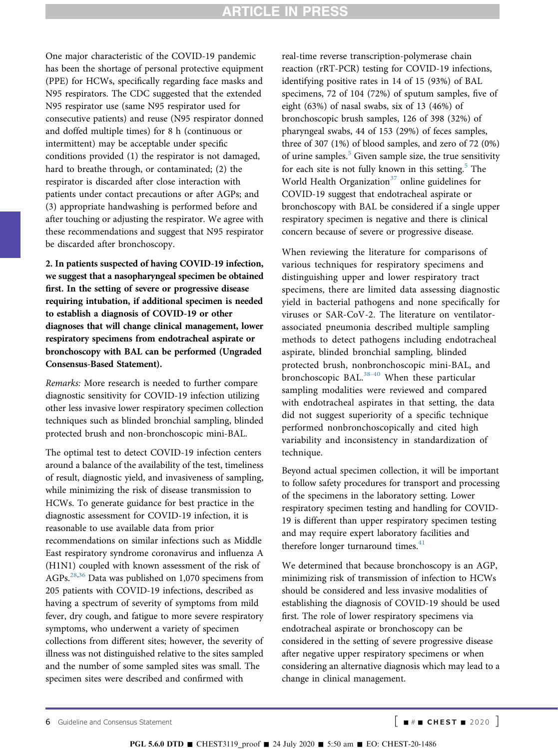One major characteristic of the COVID-19 pandemic has been the shortage of personal protective equipment (PPE) for HCWs, specifically regarding face masks and N95 respirators. The CDC suggested that the extended N95 respirator use (same N95 respirator used for consecutive patients) and reuse (N95 respirator donned and doffed multiple times) for 8 h (continuous or intermittent) may be acceptable under specific conditions provided (1) the respirator is not damaged, hard to breathe through, or contaminated; (2) the respirator is discarded after close interaction with patients under contact precautions or after AGPs; and (3) appropriate handwashing is performed before and after touching or adjusting the respirator. We agree with these recommendations and suggest that N95 respirator be discarded after bronchoscopy.

**2. In patients suspected of having COVID-19 infection, we suggest that a nasopharyngeal specimen be obtained first. In the setting of severe or progressive disease requiring intubation, if additional specimen is needed to establish a diagnosis of COVID-19 or other diagnoses that will change clinical management, lower respiratory specimens from endotracheal aspirate or bronchoscopy with BAL can be performed (Ungraded Consensus-Based Statement).**

*Remarks:* More research is needed to further compare diagnostic sensitivity for COVID-19 infection utilizing other less invasive lower respiratory specimen collection techniques such as blinded bronchial sampling, blinded protected brush and non-bronchoscopic mini-BAL.

The optimal test to detect COVID-19 infection centers around a balance of the availability of the test, timeliness of result, diagnostic yield, and invasiveness of sampling, while minimizing the risk of disease transmission to HCWs. To generate guidance for best practice in the diagnostic assessment for COVID-19 infection, it is reasonable to use available data from prior recommendations on similar infections such as Middle East respiratory syndrome coronavirus and influenza A (H1N1) coupled with known assessment of the risk of AGPs.[28,36] Data was published on 1,070 specimens from 205 patients with COVID-19 infections, described as having a spectrum of severity of symptoms from mild fever, dry cough, and fatigue to more severe respiratory symptoms, who underwent a variety of specimen collections from different sites; however, the severity of illness was not distinguished relative to the sites sampled and the number of some sampled sites was small. The specimen sites were described and confirmed with real-time reverse transcription-polymerase chain reaction (rRT-PCR) testing for COVID-19 infections, identifying positive rates in 14 of 15 (93%) of BAL specimens, 72 of 104 (72%) of sputum samples, five of eight (63%) of nasal swabs, six of 13 (46%) of bronchoscopic brush samples, 126 of 398 (32%) of pharyngeal swabs, 44 of 153 (29%) of feces samples, three of 307 (1%) of blood samples, and zero of 72 (0%) of urine samples.[5] Given sample size, the true sensitivity for each site is not fully known in this setting.[5] The World Health Organization[37] online guidelines for COVID-19 suggest that endotracheal aspirate or bronchoscopy with BAL be considered if a single upper respiratory specimen is negative and there is clinical concern because of severe or progressive disease.

When reviewing the literature for comparisons of various techniques for respiratory specimens and distinguishing upper and lower respiratory tract specimens, there are limited data assessing diagnostic yield in bacterial pathogens and none specifically for viruses or SARS-CoV-2. The literature on ventilator-associated pneumonia described multiple sampling methods to detect pathogens including endotracheal aspirate, blinded bronchial sampling, blinded protected brush, nonbronchoscopic mini-BAL, and bronchoscopic BAL.[38-40] When these particular sampling modalities were reviewed and compared with endotracheal aspirates in that setting, the data did not suggest superiority of a specific technique performed nonbronchoscopically and cited high variability and inconsistency in standardization of technique.

Beyond actual specimen collection, it will be important to follow safety procedures for transport and processing of the specimens in the laboratory setting. Lower respiratory specimen testing and handling for COVID-19 is different than upper respiratory specimen testing and may require expert laboratory facilities and therefore longer turnaround times.[41]

We determined that because bronchoscopy is an AGP, minimizing risk of transmission of infection to HCWs should be considered and less invasive modalities of establishing the diagnosis of COVID-19 should be used first. The role of lower respiratory specimens via endotracheal aspirate or bronchoscopy can be considered in the setting of severe progressive disease after negative upper respiratory specimens or when considering an alternative diagnosis which may lead to a change in clinical management.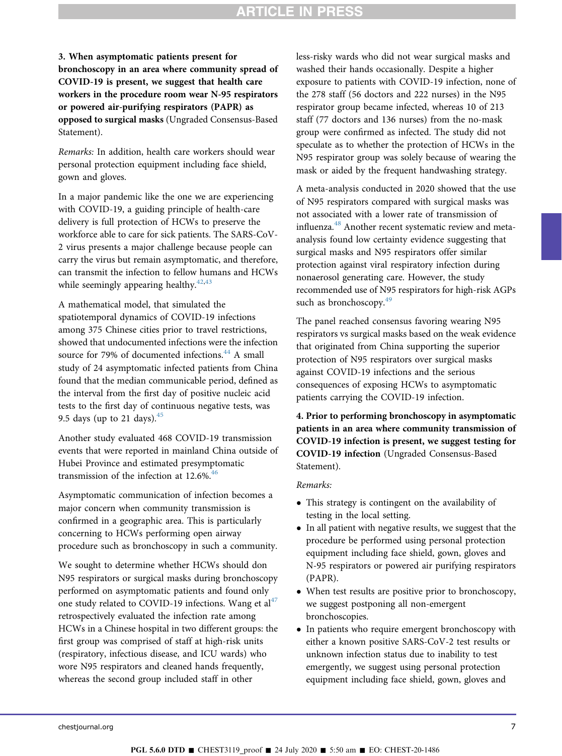**3. When asymptomatic patients present for bronchoscopy in an area where community spread of COVID-19 is present, we suggest that health care workers in the procedure room wear N-95 respirators or powered air-purifying respirators (PAPR) as opposed to surgical masks** (Ungraded Consensus-Based Statement).

*Remarks:* In addition, health care workers should wear personal protection equipment including face shield, gown and gloves.

In a major pandemic like the one we are experiencing with COVID-19, a guiding principle of health-care delivery is full protection of HCWs to preserve the workforce able to care for sick patients. The SARS-CoV-2 virus presents a major challenge because people can carry the virus but remain asymptomatic, and therefore, can transmit the infection to fellow humans and HCWs while seemingly appearing healthy.[42,43]

A mathematical model, that simulated the spatiotemporal dynamics of COVID-19 infections among 375 Chinese cities prior to travel restrictions, showed that undocumented infections were the infection source for 79% of documented infections.[44] A small study of 24 asymptomatic infected patients from China found that the median communicable period, defined as the interval from the first day of positive nucleic acid tests to the first day of continuous negative tests, was 9.5 days (up to 21 days).[45]

Another study evaluated 468 COVID-19 transmission events that were reported in mainland China outside of Hubei Province and estimated presymptomatic transmission of the infection at 12.6%.[46]

Asymptomatic communication of infection becomes a major concern when community transmission is confirmed in a geographic area. This is particularly concerning to HCWs performing open airway procedure such as bronchoscopy in such a community.

We sought to determine whether HCWs should don N95 respirators or surgical masks during bronchoscopy performed on asymptomatic patients and found only one study related to COVID-19 infections. Wang et al[47] retrospectively evaluated the infection rate among HCWs in a Chinese hospital in two different groups: the first group was comprised of staff at high-risk units (respiratory, infectious disease, and ICU wards) who wore N95 respirators and cleaned hands frequently, whereas the second group included staff in other less-risky wards who did not wear surgical masks and washed their hands occasionally. Despite a higher exposure to patients with COVID-19 infection, none of the 278 staff (56 doctors and 222 nurses) in the N95 respirator group became infected, whereas 10 of 213 staff (77 doctors and 136 nurses) from the no-mask group were confirmed as infected. The study did not speculate as to whether the protection of HCWs in the N95 respirator group was solely because of wearing the mask or aided by the frequent handwashing strategy.

A meta-analysis conducted in 2020 showed that the use of N95 respirators compared with surgical masks was not associated with a lower rate of transmission of influenza.[48] Another recent systematic review and meta-analysis found low certainty evidence suggesting that surgical masks and N95 respirators offer similar protection against viral respiratory infection during nonaerosol generating care. However, the study recommended use of N95 respirators for high-risk AGPs such as bronchoscopy.[49]

The panel reached consensus favoring wearing N95 respirators vs surgical masks based on the weak evidence that originated from China supporting the superior protection of N95 respirators over surgical masks against COVID-19 infections and the serious consequences of exposing HCWs to asymptomatic patients carrying the COVID-19 infection.

**4. Prior to performing bronchoscopy in asymptomatic patients in an area where community transmission of COVID-19 infection is present, we suggest testing for COVID-19 infection** (Ungraded Consensus-Based Statement).

*Remarks:*

- This strategy is contingent on the availability of testing in the local setting.
- In all patient with negative results, we suggest that the procedure be performed using personal protection equipment including face shield, gown, gloves and N-95 respirators or powered air purifying respirators (PAPR).
- When test results are positive prior to bronchoscopy, we suggest postponing all non-emergent bronchoscopies.
- In patients who require emergent bronchoscopy with either a known positive SARS-CoV-2 test results or unknown infection status due to inability to test emergently, we suggest using personal protection equipment including face shield, gown, gloves and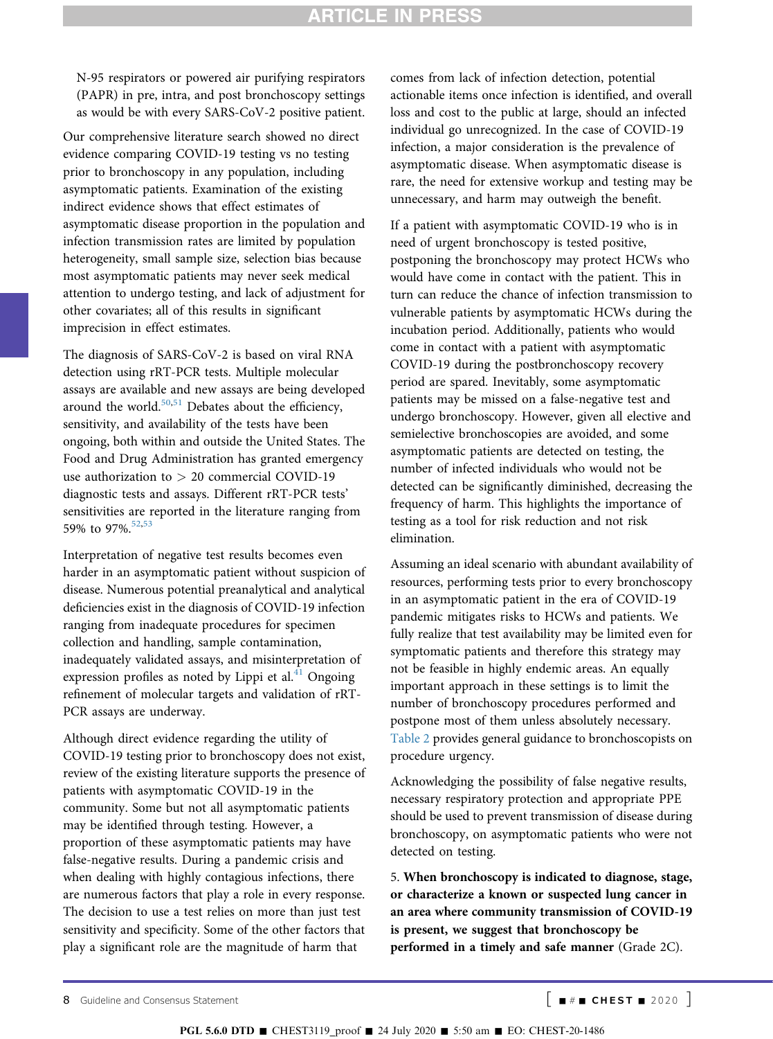N-95 respirators or powered air purifying respirators (PAPR) in pre, intra, and post bronchoscopy settings as would be with every SARS-CoV-2 positive patient.

Our comprehensive literature search showed no direct evidence comparing COVID-19 testing vs no testing prior to bronchoscopy in any population, including asymptomatic patients. Examination of the existing indirect evidence shows that effect estimates of asymptomatic disease proportion in the population and infection transmission rates are limited by population heterogeneity, small sample size, selection bias because most asymptomatic patients may never seek medical attention to undergo testing, and lack of adjustment for other covariates; all of this results in significant imprecision in effect estimates.

The diagnosis of SARS-CoV-2 is based on viral RNA detection using rRT-PCR tests. Multiple molecular assays are available and new assays are being developed around the world.[50,51] Debates about the efficiency, sensitivity, and availability of the tests have been ongoing, both within and outside the United States. The Food and Drug Administration has granted emergency use authorization to > 20 commercial COVID-19 diagnostic tests and assays. Different rRT-PCR tests' sensitivities are reported in the literature ranging from 59% to 97%.[52,53]

Interpretation of negative test results becomes even harder in an asymptomatic patient without suspicion of disease. Numerous potential preanalytical and analytical deficiencies exist in the diagnosis of COVID-19 infection ranging from inadequate procedures for specimen collection and handling, sample contamination, inadequately validated assays, and misinterpretation of expression profiles as noted by Lippi et al.[41] Ongoing refinement of molecular targets and validation of rRT-PCR assays are underway.

Although direct evidence regarding the utility of COVID-19 testing prior to bronchoscopy does not exist, review of the existing literature supports the presence of patients with asymptomatic COVID-19 in the community. Some but not all asymptomatic patients may be identified through testing. However, a proportion of these asymptomatic patients may have false-negative results. During a pandemic crisis and when dealing with highly contagious infections, there are numerous factors that play a role in every response. The decision to use a test relies on more than just test sensitivity and specificity. Some of the other factors that play a significant role are the magnitude of harm that comes from lack of infection detection, potential actionable items once infection is identified, and overall loss and cost to the public at large, should an infected individual go unrecognized. In the case of COVID-19 infection, a major consideration is the prevalence of asymptomatic disease. When asymptomatic disease is rare, the need for extensive workup and testing may be unnecessary, and harm may outweigh the benefit.

If a patient with asymptomatic COVID-19 who is in need of urgent bronchoscopy is tested positive, postponing the bronchoscopy may protect HCWs who would have come in contact with the patient. This in turn can reduce the chance of infection transmission to vulnerable patients by asymptomatic HCWs during the incubation period. Additionally, patients who would come in contact with a patient with asymptomatic COVID-19 during the postbronchoscopy recovery period are spared. Inevitably, some asymptomatic patients may be missed on a false-negative test and undergo bronchoscopy. However, given all elective and semielective bronchoscopies are avoided, and some asymptomatic patients are detected on testing, the number of infected individuals who would not be detected can be significantly diminished, decreasing the frequency of harm. This highlights the importance of testing as a tool for risk reduction and not risk elimination.

Assuming an ideal scenario with abundant availability of resources, performing tests prior to every bronchoscopy in an asymptomatic patient in the era of COVID-19 pandemic mitigates risks to HCWs and patients. We fully realize that test availability may be limited even for symptomatic patients and therefore this strategy may not be feasible in highly endemic areas. An equally important approach in these settings is to limit the number of bronchoscopy procedures performed and postpone most of them unless absolutely necessary. Table 2 provides general guidance to bronchoscopists on procedure urgency.

Acknowledging the possibility of false negative results, necessary respiratory protection and appropriate PPE should be used to prevent transmission of disease during bronchoscopy, on asymptomatic patients who were not detected on testing.

5. **When bronchoscopy is indicated to diagnose, stage, or characterize a known or suspected lung cancer in an area where community transmission of COVID-19 is present, we suggest that bronchoscopy be performed in a timely and safe manner** (Grade 2C).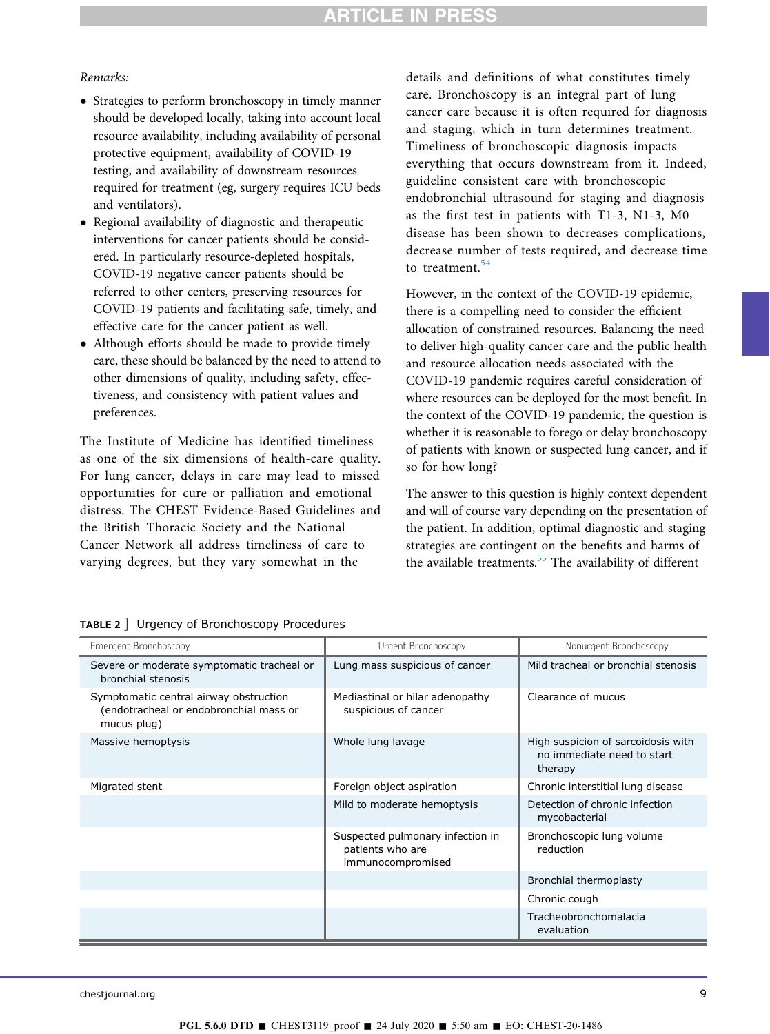*Remarks:*

- Strategies to perform bronchoscopy in timely manner should be developed locally, taking into account local resource availability, including availability of personal protective equipment, availability of COVID-19 testing, and availability of downstream resources required for treatment (eg, surgery requires ICU beds and ventilators).
- Regional availability of diagnostic and therapeutic interventions for cancer patients should be considered. In particularly resource-depleted hospitals, COVID-19 negative cancer patients should be referred to other centers, preserving resources for COVID-19 patients and facilitating safe, timely, and effective care for the cancer patient as well.
- Although efforts should be made to provide timely care, these should be balanced by the need to attend to other dimensions of quality, including safety, effectiveness, and consistency with patient values and preferences.

The Institute of Medicine has identified timeliness as one of the six dimensions of health-care quality. For lung cancer, delays in care may lead to missed opportunities for cure or palliation and emotional distress. The CHEST Evidence-Based Guidelines and the British Thoracic Society and the National Cancer Network all address timeliness of care to varying degrees, but they vary somewhat in the details and definitions of what constitutes timely care. Bronchoscopy is an integral part of lung cancer care because it is often required for diagnosis and staging, which in turn determines treatment. Timeliness of bronchoscopic diagnosis impacts everything that occurs downstream from it. Indeed, guideline consistent care with bronchoscopic endobronchial ultrasound for staging and diagnosis as the first test in patients with T1-3, N1-3, M0 disease has been shown to decreases complications, decrease number of tests required, and decrease time to treatment.[54]

However, in the context of the COVID-19 epidemic, there is a compelling need to consider the efficient allocation of constrained resources. Balancing the need to deliver high-quality cancer care and the public health and resource allocation needs associated with the COVID-19 pandemic requires careful consideration of where resources can be deployed for the most benefit. In the context of the COVID-19 pandemic, the question is whether it is reasonable to forego or delay bronchoscopy of patients with known or suspected lung cancer, and if so for how long?

The answer to this question is highly context dependent and will of course vary depending on the presentation of the patient. In addition, optimal diagnostic and staging strategies are contingent on the benefits and harms of the available treatments.[55] The availability of different

**TABLE 2** ] Urgency of Bronchoscopy Procedures

| Emergent Bronchoscopy | Urgent Bronchoscopy | Nonurgent Bronchoscopy |
|---|---|---|
| Severe or moderate symptomatic tracheal or bronchial stenosis | Lung mass suspicious of cancer | Mild tracheal or bronchial stenosis |
| Symptomatic central airway obstruction (endotracheal or endobronchial mass or mucus plug) | Mediastinal or hilar adenopathy suspicious of cancer | Clearance of mucus |
| Massive hemoptysis | Whole lung lavage | High suspicion of sarcoidosis with no immediate need to start therapy |
| Migrated stent | Foreign object aspiration | Chronic interstitial lung disease |
| | Mild to moderate hemoptysis | Detection of chronic infection mycobacterial |
| | Suspected pulmonary infection in patients who are immunocompromised | Bronchoscopic lung volume reduction |
| | | Bronchial thermoplasty |
| | | Chronic cough |
| | | Tracheobronchomalacia evaluation |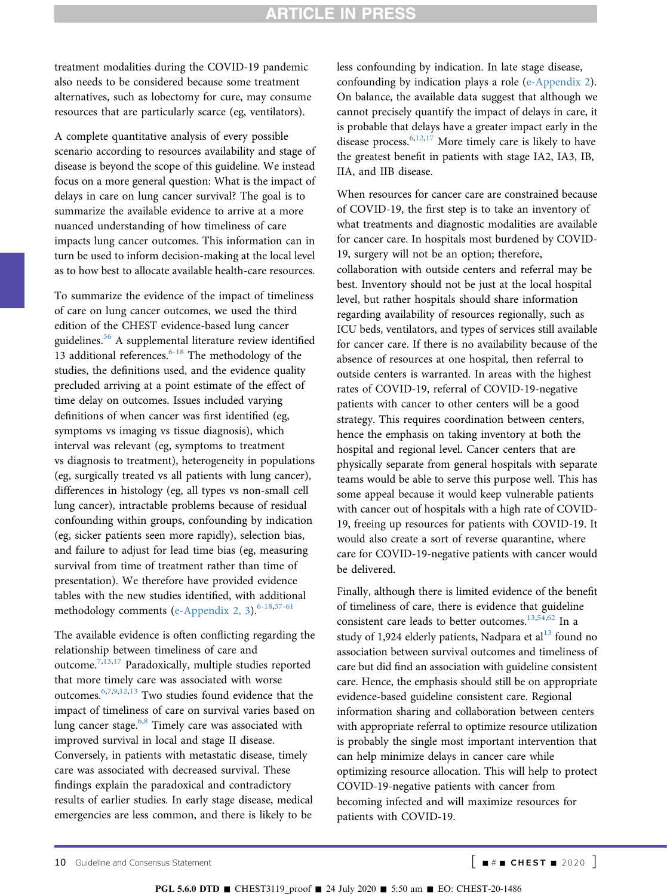treatment modalities during the COVID-19 pandemic also needs to be considered because some treatment alternatives, such as lobectomy for cure, may consume resources that are particularly scarce (eg, ventilators).

A complete quantitative analysis of every possible scenario according to resources availability and stage of disease is beyond the scope of this guideline. We instead focus on a more general question: What is the impact of delays in care on lung cancer survival? The goal is to summarize the available evidence to arrive at a more nuanced understanding of how timeliness of care impacts lung cancer outcomes. This information can in turn be used to inform decision-making at the local level as to how best to allocate available health-care resources.

To summarize the evidence of the impact of timeliness of care on lung cancer outcomes, we used the third edition of the CHEST evidence-based lung cancer guidelines.[56] A supplemental literature review identified 13 additional references.[6-18] The methodology of the studies, the definitions used, and the evidence quality precluded arriving at a point estimate of the effect of time delay on outcomes. Issues included varying definitions of when cancer was first identified (eg, symptoms vs imaging vs tissue diagnosis), which interval was relevant (eg, symptoms to treatment vs diagnosis to treatment), heterogeneity in populations (eg, surgically treated vs all patients with lung cancer), differences in histology (eg, all types vs non-small cell lung cancer), intractable problems because of residual confounding within groups, confounding by indication (eg, sicker patients seen more rapidly), selection bias, and failure to adjust for lead time bias (eg, measuring survival from time of treatment rather than time of presentation). We therefore have provided evidence tables with the new studies identified, with additional methodology comments (e-Appendix 2, 3).[6-18,57-61]

The available evidence is often conflicting regarding the relationship between timeliness of care and outcome.[7,13,17] Paradoxically, multiple studies reported that more timely care was associated with worse outcomes.[6,7,9,12,13] Two studies found evidence that the impact of timeliness of care on survival varies based on lung cancer stage.[6,8] Timely care was associated with improved survival in local and stage II disease. Conversely, in patients with metastatic disease, timely care was associated with decreased survival. These findings explain the paradoxical and contradictory results of earlier studies. In early stage disease, medical emergencies are less common, and there is likely to be less confounding by indication. In late stage disease, confounding by indication plays a role (e-Appendix 2). On balance, the available data suggest that although we cannot precisely quantify the impact of delays in care, it is probable that delays have a greater impact early in the disease process.[6,12,17] More timely care is likely to have the greatest benefit in patients with stage IA2, IA3, IB, IIA, and IIB disease.

When resources for cancer care are constrained because of COVID-19, the first step is to take an inventory of what treatments and diagnostic modalities are available for cancer care. In hospitals most burdened by COVID-19, surgery will not be an option; therefore, collaboration with outside centers and referral may be best. Inventory should not be just at the local hospital level, but rather hospitals should share information regarding availability of resources regionally, such as ICU beds, ventilators, and types of services still available for cancer care. If there is no availability because of the absence of resources at one hospital, then referral to outside centers is warranted. In areas with the highest rates of COVID-19, referral of COVID-19-negative patients with cancer to other centers will be a good strategy. This requires coordination between centers, hence the emphasis on taking inventory at both the hospital and regional level. Cancer centers that are physically separate from general hospitals with separate teams would be able to serve this purpose well. This has some appeal because it would keep vulnerable patients with cancer out of hospitals with a high rate of COVID-19, freeing up resources for patients with COVID-19. It would also create a sort of reverse quarantine, where care for COVID-19-negative patients with cancer would be delivered.

Finally, although there is limited evidence of the benefit of timeliness of care, there is evidence that guideline consistent care leads to better outcomes.[13,54,62] In a study of 1,924 elderly patients, Nadpara et al[13] found no association between survival outcomes and timeliness of care but did find an association with guideline consistent care. Hence, the emphasis should still be on appropriate evidence-based guideline consistent care. Regional information sharing and collaboration between centers with appropriate referral to optimize resource utilization is probably the single most important intervention that can help minimize delays in cancer care while optimizing resource allocation. This will help to protect COVID-19-negative patients with cancer from becoming infected and will maximize resources for patients with COVID-19.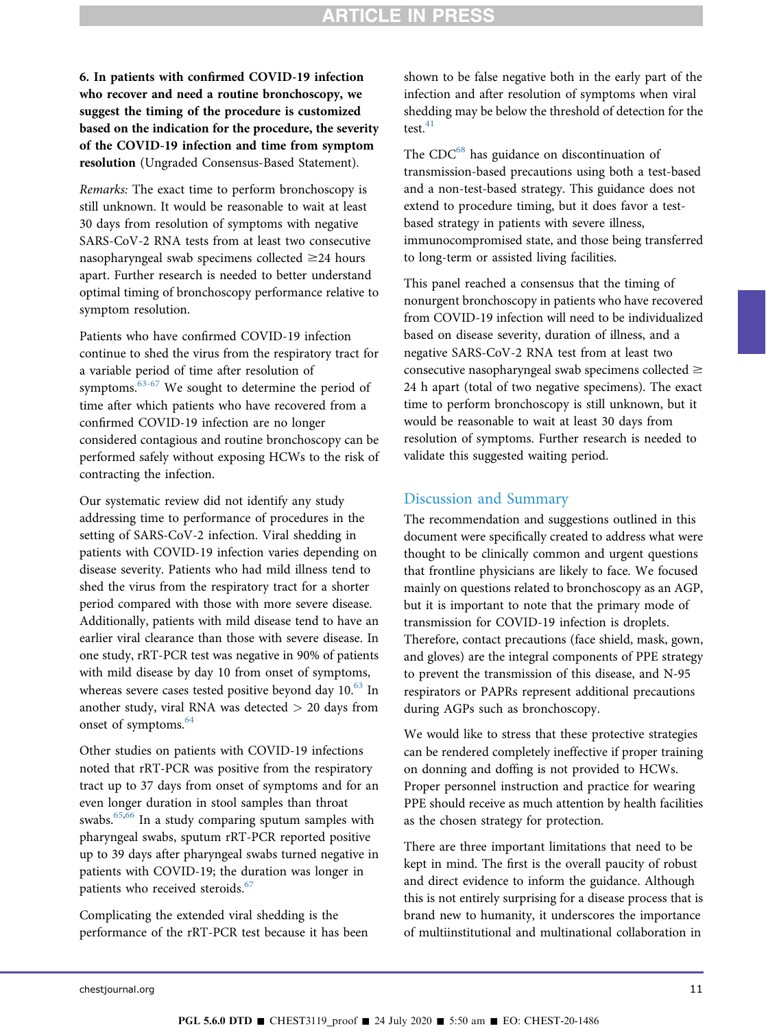**6. In patients with confirmed COVID-19 infection who recover and need a routine bronchoscopy, we suggest the timing of the procedure is customized based on the indication for the procedure, the severity of the COVID-19 infection and time from symptom resolution** (Ungraded Consensus-Based Statement).

*Remarks:* The exact time to perform bronchoscopy is still unknown. It would be reasonable to wait at least 30 days from resolution of symptoms with negative SARS-CoV-2 RNA tests from at least two consecutive nasopharyngeal swab specimens collected ≥24 hours apart. Further research is needed to better understand optimal timing of bronchoscopy performance relative to symptom resolution.

Patients who have confirmed COVID-19 infection continue to shed the virus from the respiratory tract for a variable period of time after resolution of symptoms.[63-67] We sought to determine the period of time after which patients who have recovered from a confirmed COVID-19 infection are no longer considered contagious and routine bronchoscopy can be performed safely without exposing HCWs to the risk of contracting the infection.

Our systematic review did not identify any study addressing time to performance of procedures in the setting of SARS-CoV-2 infection. Viral shedding in patients with COVID-19 infection varies depending on disease severity. Patients who had mild illness tend to shed the virus from the respiratory tract for a shorter period compared with those with more severe disease. Additionally, patients with mild disease tend to have an earlier viral clearance than those with severe disease. In one study, rRT-PCR test was negative in 90% of patients with mild disease by day 10 from onset of symptoms, whereas severe cases tested positive beyond day 10.[63] In another study, viral RNA was detected > 20 days from onset of symptoms.[64]

Other studies on patients with COVID-19 infections noted that rRT-PCR was positive from the respiratory tract up to 37 days from onset of symptoms and for an even longer duration in stool samples than throat swabs.[65,66] In a study comparing sputum samples with pharyngeal swabs, sputum rRT-PCR reported positive up to 39 days after pharyngeal swabs turned negative in patients with COVID-19; the duration was longer in patients who received steroids.[67]

Complicating the extended viral shedding is the performance of the rRT-PCR test because it has been shown to be false negative both in the early part of the infection and after resolution of symptoms when viral shedding may be below the threshold of detection for the test.[41]

The CDC[68] has guidance on discontinuation of transmission-based precautions using both a test-based and a non-test-based strategy. This guidance does not extend to procedure timing, but it does favor a test-based strategy in patients with severe illness, immunocompromised state, and those being transferred to long-term or assisted living facilities.

This panel reached a consensus that the timing of nonurgent bronchoscopy in patients who have recovered from COVID-19 infection will need to be individualized based on disease severity, duration of illness, and a negative SARS-CoV-2 RNA test from at least two consecutive nasopharyngeal swab specimens collected ≥ 24 h apart (total of two negative specimens). The exact time to perform bronchoscopy is still unknown, but it would be reasonable to wait at least 30 days from resolution of symptoms. Further research is needed to validate this suggested waiting period.

## Discussion and Summary

The recommendation and suggestions outlined in this document were specifically created to address what were thought to be clinically common and urgent questions that frontline physicians are likely to face. We focused mainly on questions related to bronchoscopy as an AGP, but it is important to note that the primary mode of transmission for COVID-19 infection is droplets. Therefore, contact precautions (face shield, mask, gown, and gloves) are the integral components of PPE strategy to prevent the transmission of this disease, and N-95 respirators or PAPRs represent additional precautions during AGPs such as bronchoscopy.

We would like to stress that these protective strategies can be rendered completely ineffective if proper training on donning and doffing is not provided to HCWs. Proper personnel instruction and practice for wearing PPE should receive as much attention by health facilities as the chosen strategy for protection.

There are three important limitations that need to be kept in mind. The first is the overall paucity of robust and direct evidence to inform the guidance. Although this is not entirely surprising for a disease process that is brand new to humanity, it underscores the importance of multiinstitutional and multinational collaboration in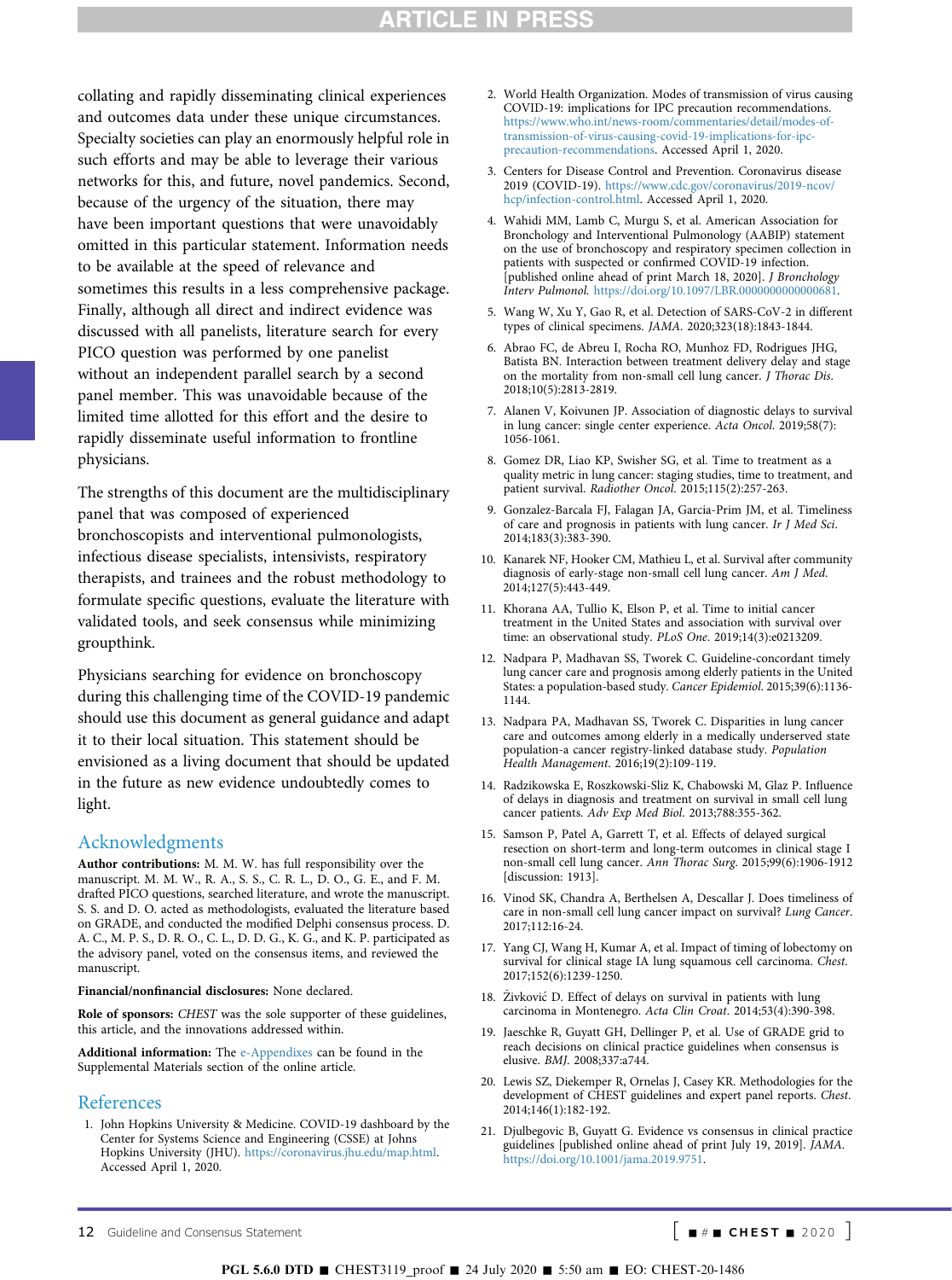collating and rapidly disseminating clinical experiences and outcomes data under these unique circumstances. Specialty societies can play an enormously helpful role in such efforts and may be able to leverage their various networks for this, and future, novel pandemics. Second, because of the urgency of the situation, there may have been important questions that were unavoidably omitted in this particular statement. Information needs to be available at the speed of relevance and sometimes this results in a less comprehensive package. Finally, although all direct and indirect evidence was discussed with all panelists, literature search for every PICO question was performed by one panelist without an independent parallel search by a second panel member. This was unavoidable because of the limited time allotted for this effort and the desire to rapidly disseminate useful information to frontline physicians.

The strengths of this document are the multidisciplinary panel that was composed of experienced bronchoscopists and interventional pulmonologists, infectious disease specialists, intensivists, respiratory therapists, and trainees and the robust methodology to formulate specific questions, evaluate the literature with validated tools, and seek consensus while minimizing groupthink.

Physicians searching for evidence on bronchoscopy during this challenging time of the COVID-19 pandemic should use this document as general guidance and adapt it to their local situation. This statement should be envisioned as a living document that should be updated in the future as new evidence undoubtedly comes to light.

## Acknowledgments

**Author contributions:** M. M. W. has full responsibility over the manuscript. M. M. W., R. A., S. S., C. R. L., D. O., G. E., and F. M. drafted PICO questions, searched literature, and wrote the manuscript. S. S. and D. O. acted as methodologists, evaluated the literature based on GRADE, and conducted the modified Delphi consensus process. D. A. C., M. P. S., D. R. O., C. L., D. D. G., K. G., and K. P. participated as the advisory panel, voted on the consensus items, and reviewed the manuscript.

**Financial/nonfinancial disclosures:** None declared.

**Role of sponsors:** *CHEST* was the sole supporter of these guidelines, this article, and the innovations addressed within.

**Additional information:** The e-Appendixes can be found in the Supplemental Materials section of the online article.

## References

1. John Hopkins University & Medicine. COVID-19 dashboard by the Center for Systems Science and Engineering (CSSE) at Johns Hopkins University (JHU). https://coronavirus.jhu.edu/map.html. Accessed April 1, 2020.
2. World Health Organization. Modes of transmission of virus causing COVID-19: implications for IPC precaution recommendations. https://www.who.int/news-room/commentaries/detail/modes-of-transmission-of-virus-causing-covid-19-implications-for-ipc-precaution-recommendations. Accessed April 1, 2020.
3. Centers for Disease Control and Prevention. Coronavirus disease 2019 (COVID-19). https://www.cdc.gov/coronavirus/2019-ncov/hcp/infection-control.html. Accessed April 1, 2020.
4. Wahidi MM, Lamb C, Murgu S, et al. American Association for Bronchology and Interventional Pulmonology (AABIP) statement on the use of bronchoscopy and respiratory specimen collection in patients with suspected or confirmed COVID-19 infection. [published online ahead of print March 18, 2020]. *J Bronchology Interv Pulmonol.* https://doi.org/10.1097/LBR.0000000000000681.
5. Wang W, Xu Y, Gao R, et al. Detection of SARS-CoV-2 in different types of clinical specimens. *JAMA.* 2020;323(18):1843-1844.
6. Abrao FC, de Abreu I, Rocha RO, Munhoz FD, Rodrigues JHG, Batista BN. Interaction between treatment delivery delay and stage on the mortality from non-small cell lung cancer. *J Thorac Dis.* 2018;10(5):2813-2819.
7. Alanen V, Koivunen JP. Association of diagnostic delays to survival in lung cancer: single center experience. *Acta Oncol.* 2019;58(7):1056-1061.
8. Gomez DR, Liao KP, Swisher SG, et al. Time to treatment as a quality metric in lung cancer: staging studies, time to treatment, and patient survival. *Radiother Oncol.* 2015;115(2):257-263.
9. Gonzalez-Barcala FJ, Falagan JA, Garcia-Prim JM, et al. Timeliness of care and prognosis in patients with lung cancer. *Ir J Med Sci.* 2014;183(3):383-390.
10. Kanarek NF, Hooker CM, Mathieu L, et al. Survival after community diagnosis of early-stage non-small cell lung cancer. *Am J Med.* 2014;127(5):443-449.
11. Khorana AA, Tullio K, Elson P, et al. Time to initial cancer treatment in the United States and association with survival over time: an observational study. *PLoS One.* 2019;14(3):e0213209.
12. Nadpara P, Madhavan SS, Tworek C. Guideline-concordant timely lung cancer care and prognosis among elderly patients in the United States: a population-based study. *Cancer Epidemiol.* 2015;39(6):1136-1144.
13. Nadpara PA, Madhavan SS, Tworek C. Disparities in lung cancer care and outcomes among elderly in a medically underserved state population-a cancer registry-linked database study. *Population Health Management.* 2016;19(2):109-119.
14. Radzikowska E, Roszkowski-Sliz K, Chabowski M, Glaz P. Influence of delays in diagnosis and treatment on survival in small cell lung cancer patients. *Adv Exp Med Biol.* 2013;788:355-362.
15. Samson P, Patel A, Garrett T, et al. Effects of delayed surgical resection on short-term and long-term outcomes in clinical stage I non-small cell lung cancer. *Ann Thorac Surg.* 2015;99(6):1906-1912 [discussion: 1913].
16. Vinod SK, Chandra A, Berthelsen A, Descallar J. Does timeliness of care in non-small cell lung cancer impact on survival? *Lung Cancer.* 2017;112:16-24.
17. Yang CJ, Wang H, Kumar A, et al. Impact of timing of lobectomy on survival for clinical stage IA lung squamous cell carcinoma. *Chest.* 2017;152(6):1239-1250.
18. Živković D. Effect of delays on survival in patients with lung carcinoma in Montenegro. *Acta Clin Croat.* 2014;53(4):390-398.
19. Jaeschke R, Guyatt GH, Dellinger P, et al. Use of GRADE grid to reach decisions on clinical practice guidelines when consensus is elusive. *BMJ.* 2008;337:a744.
20. Lewis SZ, Diekemper R, Ornelas J, Casey KR. Methodologies for the development of CHEST guidelines and expert panel reports. *Chest.* 2014;146(1):182-192.
21. Djulbegovic B, Guyatt G. Evidence vs consensus in clinical practice guidelines [published online ahead of print July 19, 2019]. *JAMA.* https://doi.org/10.1001/jama.2019.9751.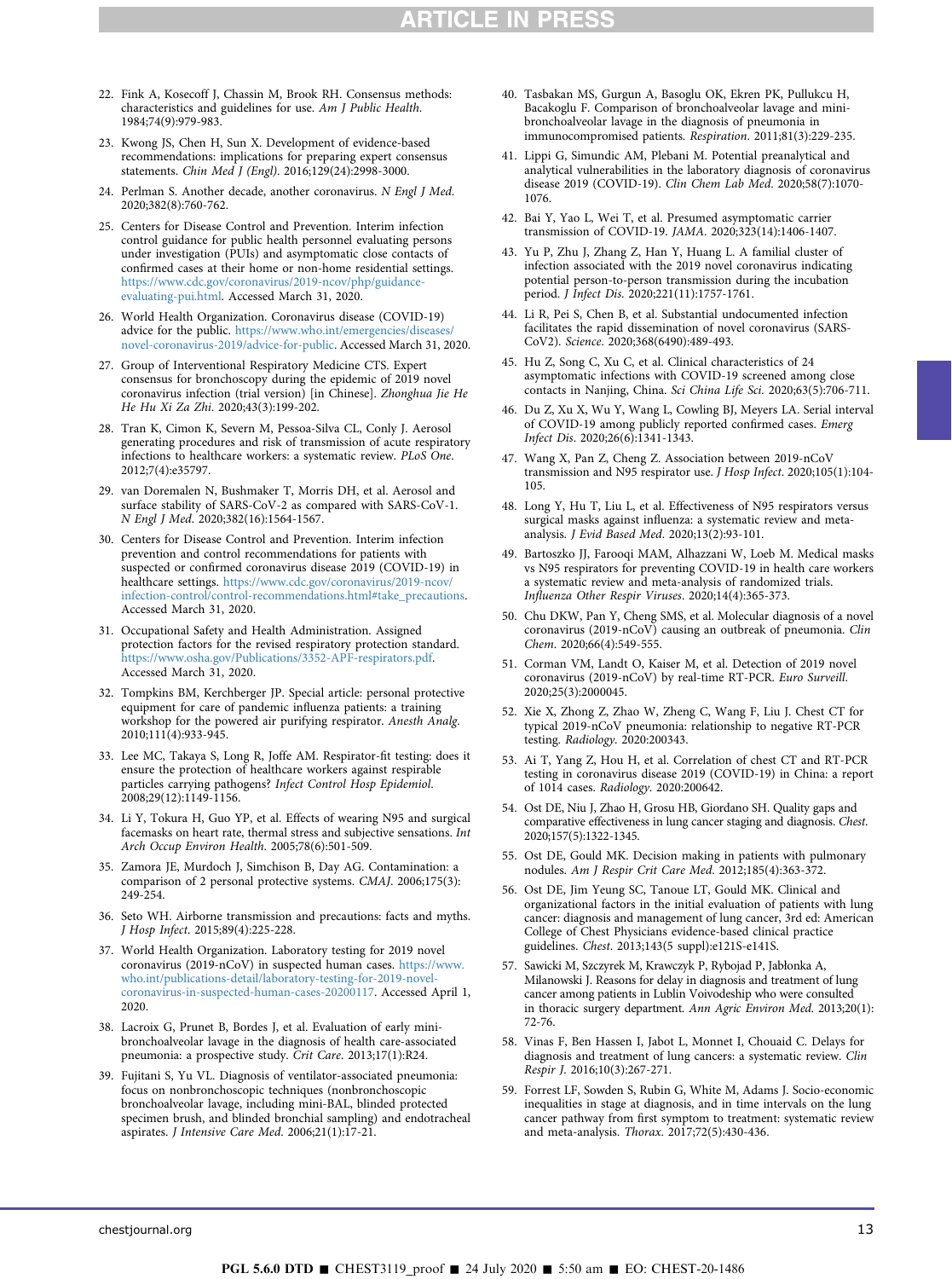22. Fink A, Kosecoff J, Chassin M, Brook RH. Consensus methods: characteristics and guidelines for use. *Am J Public Health*. 1984;74(9):979-983.
23. Kwong JS, Chen H, Sun X. Development of evidence-based recommendations: implications for preparing expert consensus statements. *Chin Med J (Engl)*. 2016;129(24):2998-3000.
24. Perlman S. Another decade, another coronavirus. *N Engl J Med*. 2020;382(8):760-762.
25. Centers for Disease Control and Prevention. Interim infection control guidance for public health personnel evaluating persons under investigation (PUIs) and asymptomatic close contacts of confirmed cases at their home or non-home residential settings. https://www.cdc.gov/coronavirus/2019-ncov/php/guidance-evaluating-pui.html. Accessed March 31, 2020.
26. World Health Organization. Coronavirus disease (COVID-19) advice for the public. https://www.who.int/emergencies/diseases/novel-coronavirus-2019/advice-for-public. Accessed March 31, 2020.
27. Group of Interventional Respiratory Medicine CTS. Expert consensus for bronchoscopy during the epidemic of 2019 novel coronavirus infection (trial version) [in Chinese]. *Zhonghua Jie He He Hu Xi Za Zhi*. 2020;43(3):199-202.
28. Tran K, Cimon K, Severn M, Pessoa-Silva CL, Conly J. Aerosol generating procedures and risk of transmission of acute respiratory infections to healthcare workers: a systematic review. *PLoS One*. 2012;7(4):e35797.
29. van Doremalen N, Bushmaker T, Morris DH, et al. Aerosol and surface stability of SARS-CoV-2 as compared with SARS-CoV-1. *N Engl J Med*. 2020;382(16):1564-1567.
30. Centers for Disease Control and Prevention. Interim infection prevention and control recommendations for patients with suspected or confirmed coronavirus disease 2019 (COVID-19) in healthcare settings. https://www.cdc.gov/coronavirus/2019-ncov/infection-control/control-recommendations.html#take_precautions. Accessed March 31, 2020.
31. Occupational Safety and Health Administration. Assigned protection factors for the revised respiratory protection standard. https://www.osha.gov/Publications/3352-APF-respirators.pdf. Accessed March 31, 2020.
32. Tompkins BM, Kerchberger JP. Special article: personal protective equipment for care of pandemic influenza patients: a training workshop for the powered air purifying respirator. *Anesth Analg*. 2010;111(4):933-945.
33. Lee MC, Takaya S, Long R, Joffe AM. Respirator-fit testing: does it ensure the protection of healthcare workers against respirable particles carrying pathogens? *Infect Control Hosp Epidemiol*. 2008;29(12):1149-1156.
34. Li Y, Tokura H, Guo YP, et al. Effects of wearing N95 and surgical facemasks on heart rate, thermal stress and subjective sensations. *Int Arch Occup Environ Health*. 2005;78(6):501-509.
35. Zamora JE, Murdoch J, Simchison B, Day AG. Contamination: a comparison of 2 personal protective systems. *CMAJ*. 2006;175(3):249-254.
36. Seto WH. Airborne transmission and precautions: facts and myths. *J Hosp Infect*. 2015;89(4):225-228.
37. World Health Organization. Laboratory testing for 2019 novel coronavirus (2019-nCoV) in suspected human cases. https://www.who.int/publications-detail/laboratory-testing-for-2019-novel-coronavirus-in-suspected-human-cases-20200117. Accessed April 1, 2020.
38. Lacroix G, Prunet B, Bordes J, et al. Evaluation of early mini-bronchoalveolar lavage in the diagnosis of health care-associated pneumonia: a prospective study. *Crit Care*. 2013;17(1):R24.
39. Fujitani S, Yu VL. Diagnosis of ventilator-associated pneumonia: focus on nonbronchoscopic techniques (nonbronchoscopic bronchoalveolar lavage, including mini-BAL, blinded protected specimen brush, and blinded bronchial sampling) and endotracheal aspirates. *J Intensive Care Med*. 2006;21(1):17-21.
40. Tasbakan MS, Gurgun A, Basoglu OK, Ekren PK, Pullukcu H, Bacakoglu F. Comparison of bronchoalveolar lavage and mini-bronchoalveolar lavage in the diagnosis of pneumonia in immunocompromised patients. *Respiration*. 2011;81(3):229-235.
41. Lippi G, Simundic AM, Plebani M. Potential preanalytical and analytical vulnerabilities in the laboratory diagnosis of coronavirus disease 2019 (COVID-19). *Clin Chem Lab Med*. 2020;58(7):1070-1076.
42. Bai Y, Yao L, Wei T, et al. Presumed asymptomatic carrier transmission of COVID-19. *JAMA*. 2020;323(14):1406-1407.
43. Yu P, Zhu J, Zhang Z, Han Y, Huang L. A familial cluster of infection associated with the 2019 novel coronavirus indicating potential person-to-person transmission during the incubation period. *J Infect Dis*. 2020;221(11):1757-1761.
44. Li R, Pei S, Chen B, et al. Substantial undocumented infection facilitates the rapid dissemination of novel coronavirus (SARS-CoV2). *Science*. 2020;368(6490):489-493.
45. Hu Z, Song C, Xu C, et al. Clinical characteristics of 24 asymptomatic infections with COVID-19 screened among close contacts in Nanjing, China. *Sci China Life Sci*. 2020;63(5):706-711.
46. Du Z, Xu X, Wu Y, Wang L, Cowling BJ, Meyers LA. Serial interval of COVID-19 among publicly reported confirmed cases. *Emerg Infect Dis*. 2020;26(6):1341-1343.
47. Wang X, Pan Z, Cheng Z. Association between 2019-nCoV transmission and N95 respirator use. *J Hosp Infect*. 2020;105(1):104-105.
48. Long Y, Hu T, Liu L, et al. Effectiveness of N95 respirators versus surgical masks against influenza: a systematic review and meta-analysis. *J Evid Based Med*. 2020;13(2):93-101.
49. Bartoszko JJ, Farooqi MAM, Alhazzani W, Loeb M. Medical masks vs N95 respirators for preventing COVID-19 in health care workers a systematic review and meta-analysis of randomized trials. *Influenza Other Respir Viruses*. 2020;14(4):365-373.
50. Chu DKW, Pan Y, Cheng SMS, et al. Molecular diagnosis of a novel coronavirus (2019-nCoV) causing an outbreak of pneumonia. *Clin Chem*. 2020;66(4):549-555.
51. Corman VM, Landt O, Kaiser M, et al. Detection of 2019 novel coronavirus (2019-nCoV) by real-time RT-PCR. *Euro Surveill*. 2020;25(3):2000045.
52. Xie X, Zhong Z, Zhao W, Zheng C, Wang F, Liu J. Chest CT for typical 2019-nCoV pneumonia: relationship to negative RT-PCR testing. *Radiology*. 2020:200343.
53. Ai T, Yang Z, Hou H, et al. Correlation of chest CT and RT-PCR testing in coronavirus disease 2019 (COVID-19) in China: a report of 1014 cases. *Radiology*. 2020:200642.
54. Ost DE, Niu J, Zhao H, Grosu HB, Giordano SH. Quality gaps and comparative effectiveness in lung cancer staging and diagnosis. *Chest*. 2020;157(5):1322-1345.
55. Ost DE, Gould MK. Decision making in patients with pulmonary nodules. *Am J Respir Crit Care Med*. 2012;185(4):363-372.
56. Ost DE, Jim Yeung SC, Tanoue LT, Gould MK. Clinical and organizational factors in the initial evaluation of patients with lung cancer: diagnosis and management of lung cancer, 3rd ed: American College of Chest Physicians evidence-based clinical practice guidelines. *Chest*. 2013;143(5 suppl):e121S-e141S.
57. Sawicki M, Szczyrek M, Krawczyk P, Rybojad P, Jabłonka A, Milanowski J. Reasons for delay in diagnosis and treatment of lung cancer among patients in Lublin Voivodeship who were consulted in thoracic surgery department. *Ann Agric Environ Med*. 2013;20(1):72-76.
58. Vinas F, Ben Hassen I, Jabot L, Monnet I, Chouaid C. Delays for diagnosis and treatment of lung cancers: a systematic review. *Clin Respir J*. 2016;10(3):267-271.
59. Forrest LF, Sowden S, Rubin G, White M, Adams J. Socio-economic inequalities in stage at diagnosis, and in time intervals on the lung cancer pathway from first symptom to treatment: systematic review and meta-analysis. *Thorax*. 2017;72(5):430-436.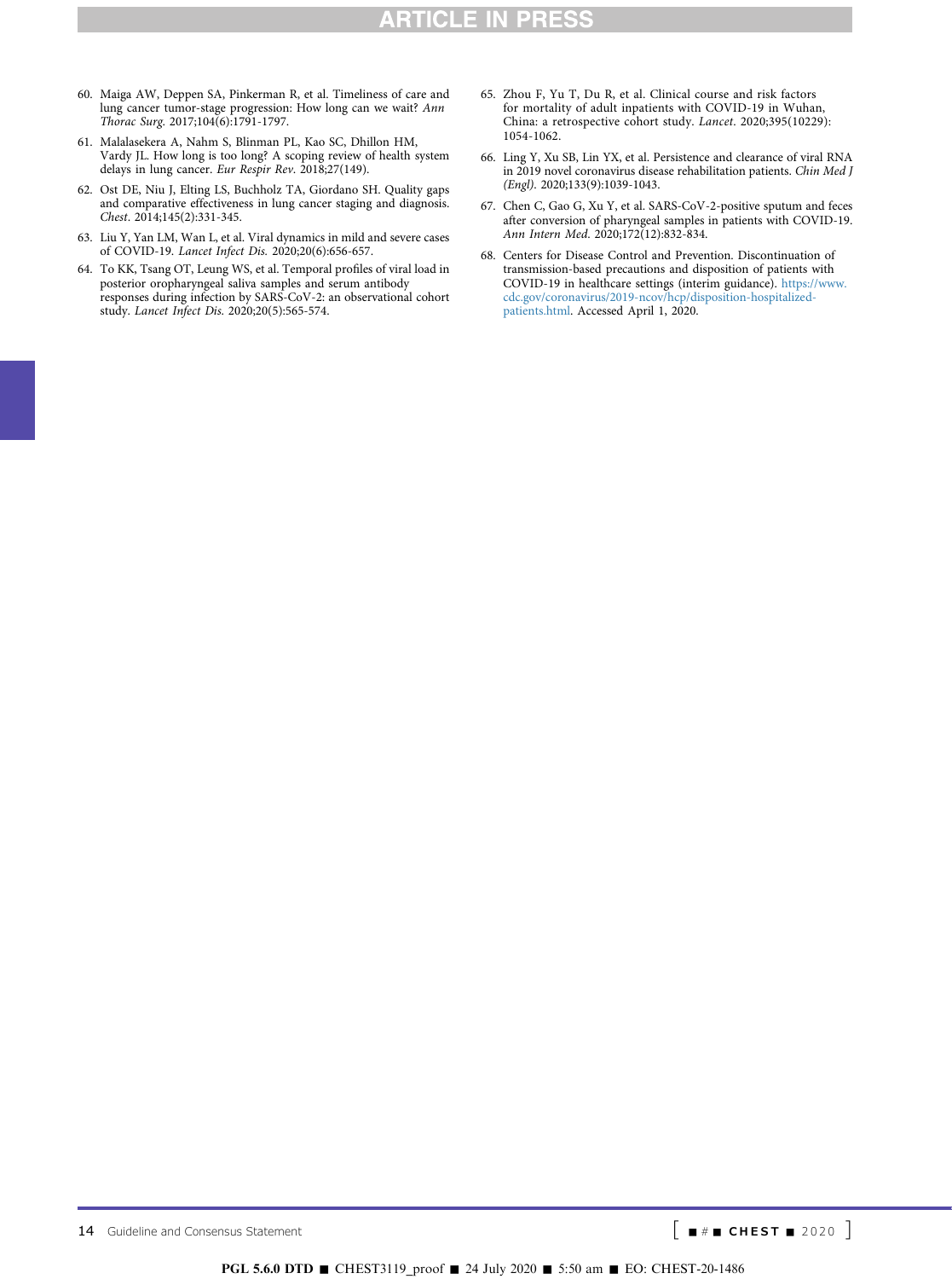60. Maiga AW, Deppen SA, Pinkerman R, et al. Timeliness of care and lung cancer tumor-stage progression: How long can we wait? *Ann Thorac Surg*. 2017;104(6):1791-1797.
61. Malalasekera A, Nahm S, Blinman PL, Kao SC, Dhillon HM, Vardy JL. How long is too long? A scoping review of health system delays in lung cancer. *Eur Respir Rev*. 2018;27(149).
62. Ost DE, Niu J, Elting LS, Buchholz TA, Giordano SH. Quality gaps and comparative effectiveness in lung cancer staging and diagnosis. *Chest*. 2014;145(2):331-345.
63. Liu Y, Yan LM, Wan L, et al. Viral dynamics in mild and severe cases of COVID-19. *Lancet Infect Dis*. 2020;20(6):656-657.
64. To KK, Tsang OT, Leung WS, et al. Temporal profiles of viral load in posterior oropharyngeal saliva samples and serum antibody responses during infection by SARS-CoV-2: an observational cohort study. *Lancet Infect Dis*. 2020;20(5):565-574.
65. Zhou F, Yu T, Du R, et al. Clinical course and risk factors for mortality of adult inpatients with COVID-19 in Wuhan, China: a retrospective cohort study. *Lancet*. 2020;395(10229):1054-1062.
66. Ling Y, Xu SB, Lin YX, et al. Persistence and clearance of viral RNA in 2019 novel coronavirus disease rehabilitation patients. *Chin Med J (Engl)*. 2020;133(9):1039-1043.
67. Chen C, Gao G, Xu Y, et al. SARS-CoV-2-positive sputum and feces after conversion of pharyngeal samples in patients with COVID-19. *Ann Intern Med*. 2020;172(12):832-834.
68. Centers for Disease Control and Prevention. Discontinuation of transmission-based precautions and disposition of patients with COVID-19 in healthcare settings (interim guidance). https://www.cdc.gov/coronavirus/2019-ncov/hcp/disposition-hospitalized-patients.html. Accessed April 1, 2020.